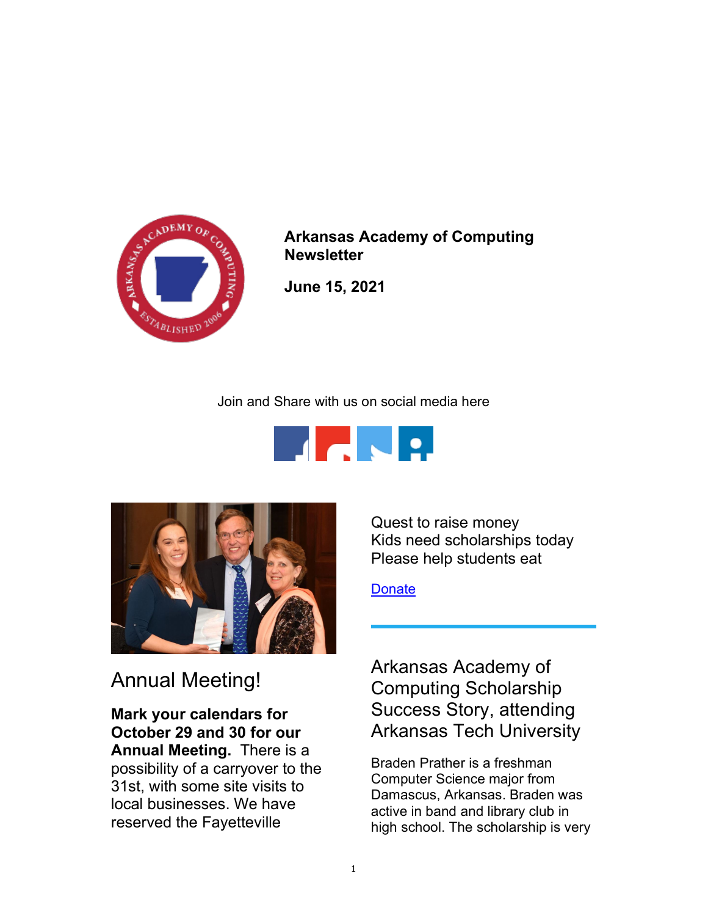**Arkansas Academy of Computing Newsletter**

**June 15, 2021**

Join and Share with us on social media here

Quest to raise money
Kids need scholarships today
Please help students eat

[Donate]

## Annual Meeting!

**Mark your calendars for October 29 and 30 for our Annual Meeting.** There is a possibility of a carryover to the 31st, with some site visits to local businesses. We have reserved the Fayetteville

## Arkansas Academy of Computing Scholarship Success Story, attending Arkansas Tech University

Braden Prather is a freshman Computer Science major from Damascus, Arkansas. Braden was active in band and library club in high school. The scholarship is very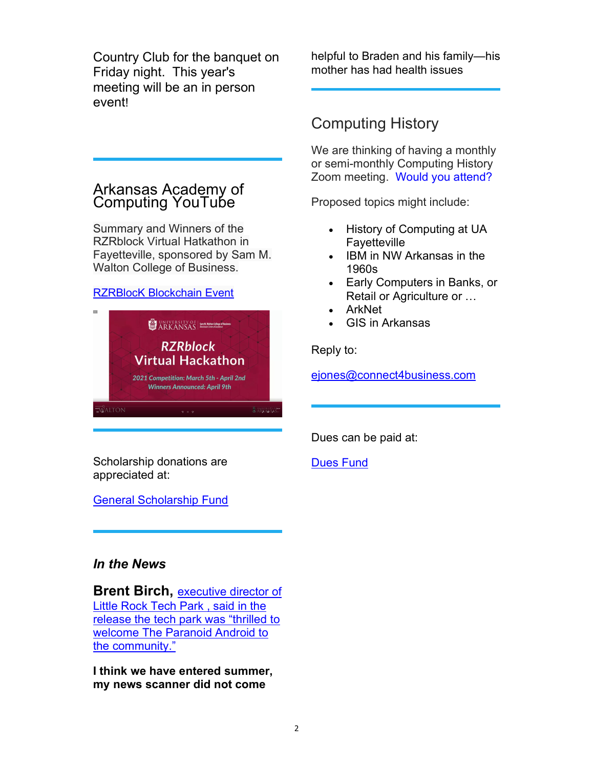Country Club for the banquet on Friday night. This year's meeting will be an in person event!

## Arkansas Academy of Computing YouTube

Summary and Winners of the RZRblock Virtual Hatkathon in Fayetteville, sponsored by Sam M. Walton College of Business.

RZRBlocK Blockchain Event

Scholarship donations are appreciated at:

General Scholarship Fund

### *In the News*

**Brent Birch,** executive director of Little Rock Tech Park , said in the release the tech park was "thrilled to welcome The Paranoid Android to the community."

**I think we have entered summer, my news scanner did not come**

helpful to Braden and his family—his mother has had health issues

## Computing History

We are thinking of having a monthly or semi-monthly Computing History Zoom meeting. Would you attend?

Proposed topics might include:

- History of Computing at UA Fayetteville
- IBM in NW Arkansas in the 1960s
- Early Computers in Banks, or Retail or Agriculture or …
- ArkNet
- GIS in Arkansas

Reply to:

ejones@connect4business.com

Dues can be paid at:

Dues Fund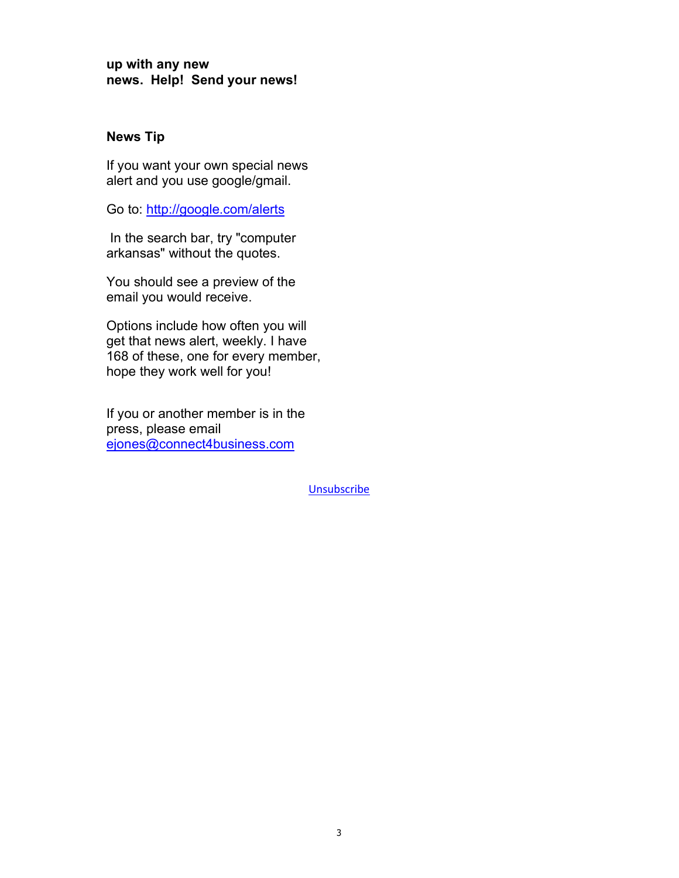**up with any new news.  Help!  Send your news!**

### News Tip

If you want your own special news alert and you use google/gmail.

Go to: [http://google.com/alerts](http://google.com/alerts)

In the search bar, try "computer arkansas" without the quotes.

You should see a preview of the email you would receive.

Options include how often you will get that news alert, weekly. I have 168 of these, one for every member, hope they work well for you!

If you or another member is in the press, please email [ejones@connect4business.com](mailto:ejones@connect4business.com)

Unsubscribe